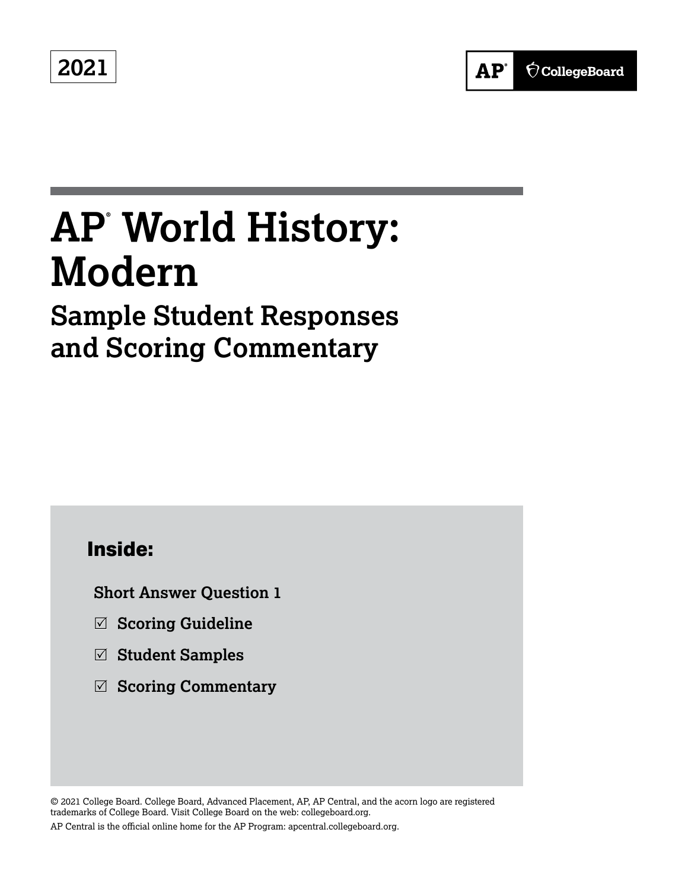2021

AP® | CollegeBoard

# AP® World History: Modern

## Sample Student Responses and Scoring Commentary

**Inside:**

**Short Answer Question 1**

- ☑ **Scoring Guideline**
- ☑ **Student Samples**
- ☑ **Scoring Commentary**

© 2021 College Board. College Board, Advanced Placement, AP, AP Central, and the acorn logo are registered trademarks of College Board. Visit College Board on the web: collegeboard.org.

AP Central is the official online home for the AP Program: apcentral.collegeboard.org.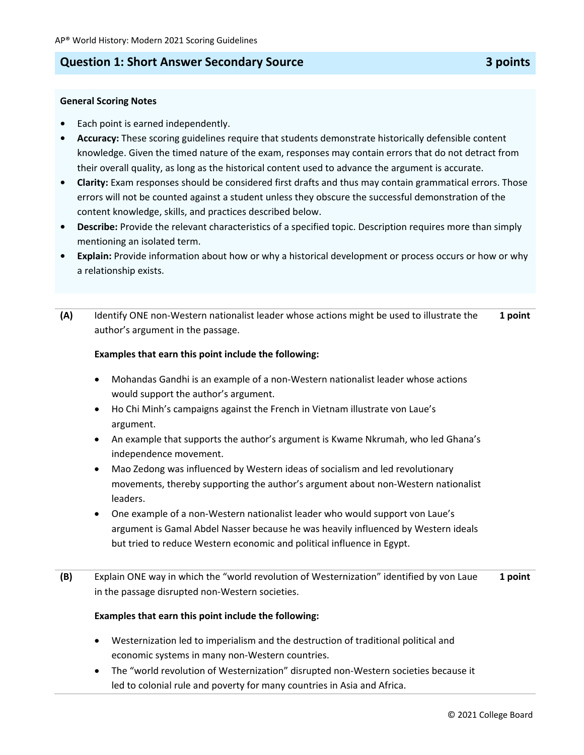## Question 1: Short Answer Secondary Source — 3 points

**General Scoring Notes**

- Each point is earned independently.
- **Accuracy:** These scoring guidelines require that students demonstrate historically defensible content knowledge. Given the timed nature of the exam, responses may contain errors that do not detract from their overall quality, as long as the historical content used to advance the argument is accurate.
- **Clarity:** Exam responses should be considered first drafts and thus may contain grammatical errors. Those errors will not be counted against a student unless they obscure the successful demonstration of the content knowledge, skills, and practices described below.
- **Describe:** Provide the relevant characteristics of a specified topic. Description requires more than simply mentioning an isolated term.
- **Explain:** Provide information about how or why a historical development or process occurs or how or why a relationship exists.

---

**(A)** Identify ONE non-Western nationalist leader whose actions might be used to illustrate the author's argument in the passage. **1 point**

**Examples that earn this point include the following:**

- Mohandas Gandhi is an example of a non-Western nationalist leader whose actions would support the author's argument.
- Ho Chi Minh's campaigns against the French in Vietnam illustrate von Laue's argument.
- An example that supports the author's argument is Kwame Nkrumah, who led Ghana's independence movement.
- Mao Zedong was influenced by Western ideas of socialism and led revolutionary movements, thereby supporting the author's argument about non-Western nationalist leaders.
- One example of a non-Western nationalist leader who would support von Laue's argument is Gamal Abdel Nasser because he was heavily influenced by Western ideals but tried to reduce Western economic and political influence in Egypt.

---

**(B)** Explain ONE way in which the "world revolution of Westernization" identified by von Laue in the passage disrupted non-Western societies. **1 point**

**Examples that earn this point include the following:**

- Westernization led to imperialism and the destruction of traditional political and economic systems in many non-Western countries.
- The "world revolution of Westernization" disrupted non-Western societies because it led to colonial rule and poverty for many countries in Asia and Africa.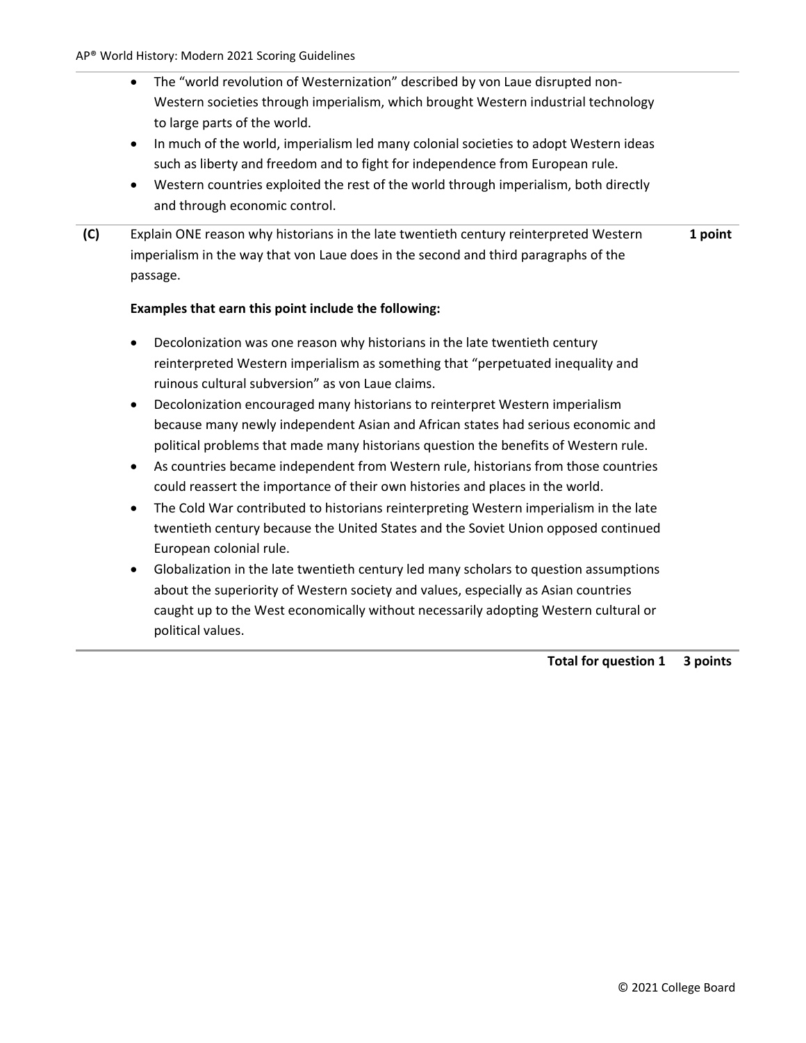- The "world revolution of Westernization" described by von Laue disrupted non-Western societies through imperialism, which brought Western industrial technology to large parts of the world.
- In much of the world, imperialism led many colonial societies to adopt Western ideas such as liberty and freedom and to fight for independence from European rule.
- Western countries exploited the rest of the world through imperialism, both directly and through economic control.

**(C)** Explain ONE reason why historians in the late twentieth century reinterpreted Western imperialism in the way that von Laue does in the second and third paragraphs of the passage. **1 point**

**Examples that earn this point include the following:**

- Decolonization was one reason why historians in the late twentieth century reinterpreted Western imperialism as something that "perpetuated inequality and ruinous cultural subversion" as von Laue claims.
- Decolonization encouraged many historians to reinterpret Western imperialism because many newly independent Asian and African states had serious economic and political problems that made many historians question the benefits of Western rule.
- As countries became independent from Western rule, historians from those countries could reassert the importance of their own histories and places in the world.
- The Cold War contributed to historians reinterpreting Western imperialism in the late twentieth century because the United States and the Soviet Union opposed continued European colonial rule.
- Globalization in the late twentieth century led many scholars to question assumptions about the superiority of Western society and values, especially as Asian countries caught up to the West economically without necessarily adopting Western cultural or political values.

**Total for question 1 3 points**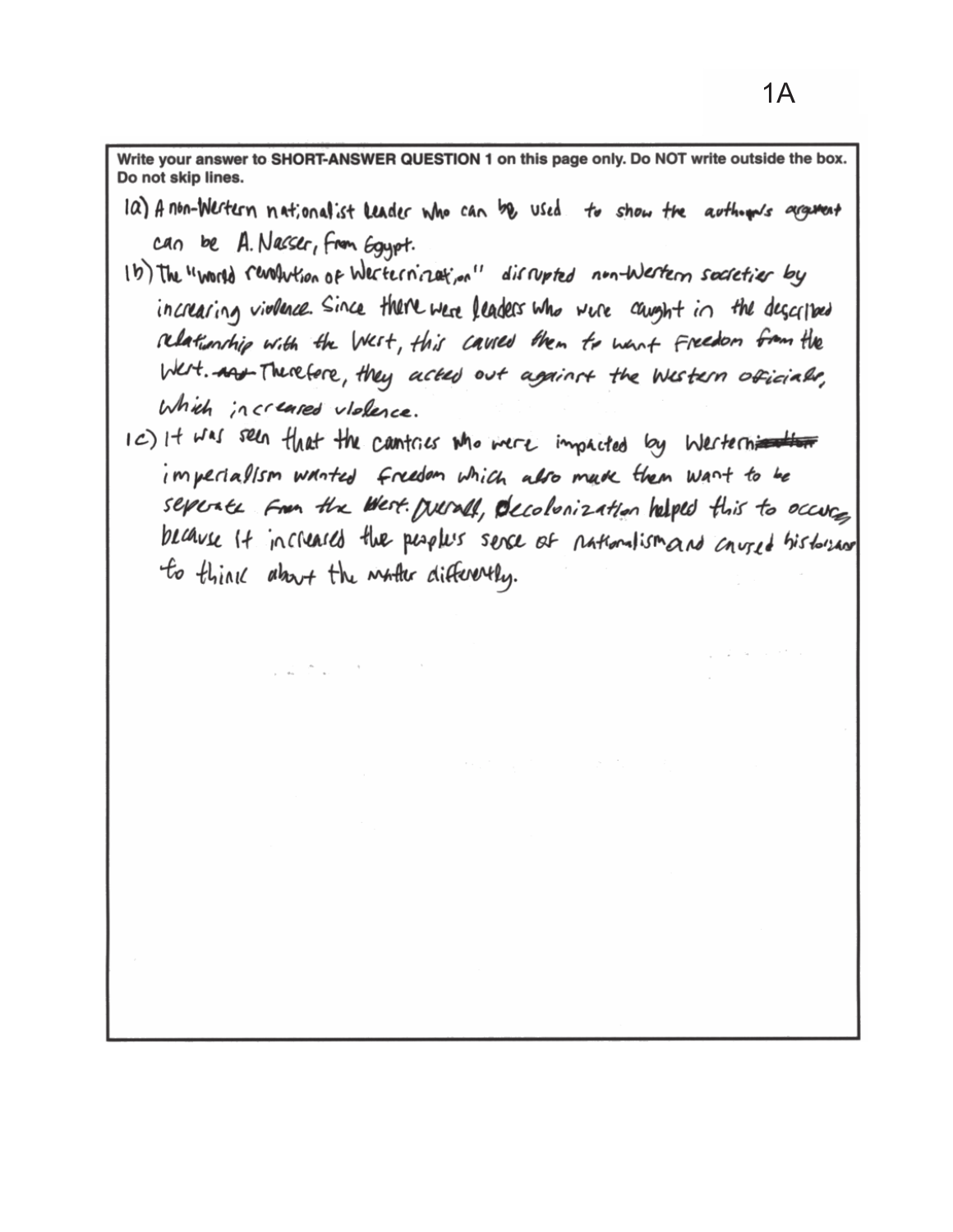1A

**Write your answer to SHORT-ANSWER QUESTION 1 on this page only. Do NOT write outside the box. Do not skip lines.**

1a) A non-Western nationalist leader who can be used to show the author's argument can be A. Nasser, from Egypt.

1b) The "world revolution of Westernization" disrupted non-Western societies by increasing violence. Since there were leaders who were caught in the described relationship with the West, this caused them to want freedom from the West. ~~and~~ Therefore, they acted out against the Western officials, which increased violence.

1c) It was seen that the countries who were impacted by Western~~ization~~ imperialism wanted freedom which also made them want to be seperate from the West. Overall, decolonization helped this to occur, because it increased the people's sense of nationalism and caused historians to think about the matter differently.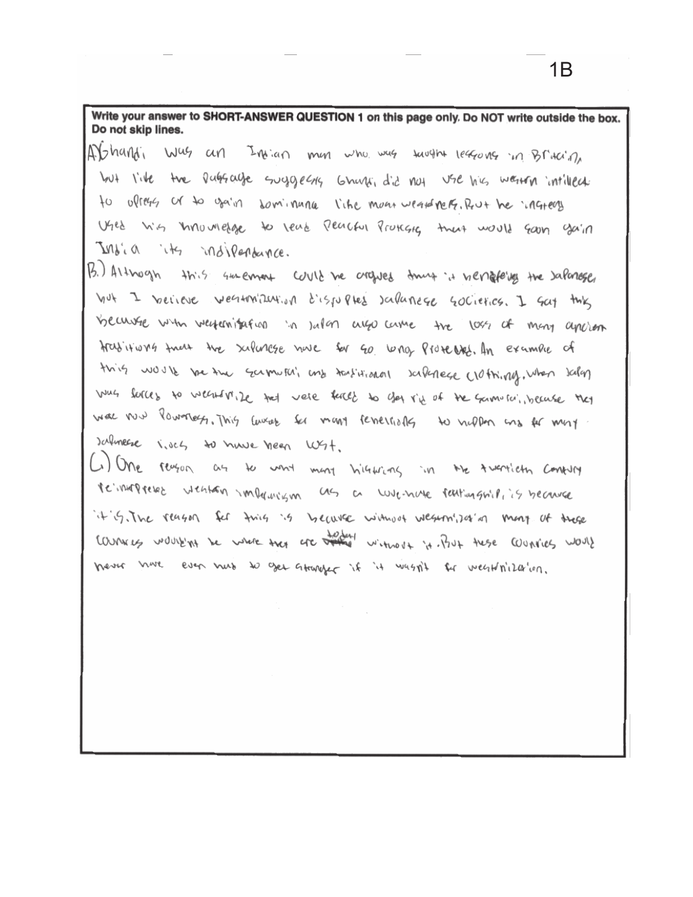1B

**Write your answer to SHORT-ANSWER QUESTION 1 on this page only. Do NOT write outside the box. Do not skip lines.**

A) Ghandi was an Indian man who was taught lessons in Britain, but like the passage suggests Ghandi did not use his western intillect to opress or to gain dominance like most westerners. But he insteed used his knowledge to lead peaceful protests that would soon gain India its indipendance.

B.) Althogh this statement could be argued that it benefeing the Japanese, but I beieve westernization disrupted Japanese societies. I say this because with westernization in Japan also came the loss of many ancient traditions that the Japanese have for so long protected. An example of this would be the samurai and traditional Japanese clothing. when Japan was forced to westernize they were forced to get rid of the samurai, because they were now powerless. This caused for many rebellions to happen and for many Japanese lives to have been lost.

C.) One reason as to why many histrians in the twentieth century reinterpreted western imperialism as a love-hate relationship, is because it is. The reason for this is because without westernization many of these countries wouldn't be where they are today without it. But these counries would never have even had to get stronger if it wasn't for westernization.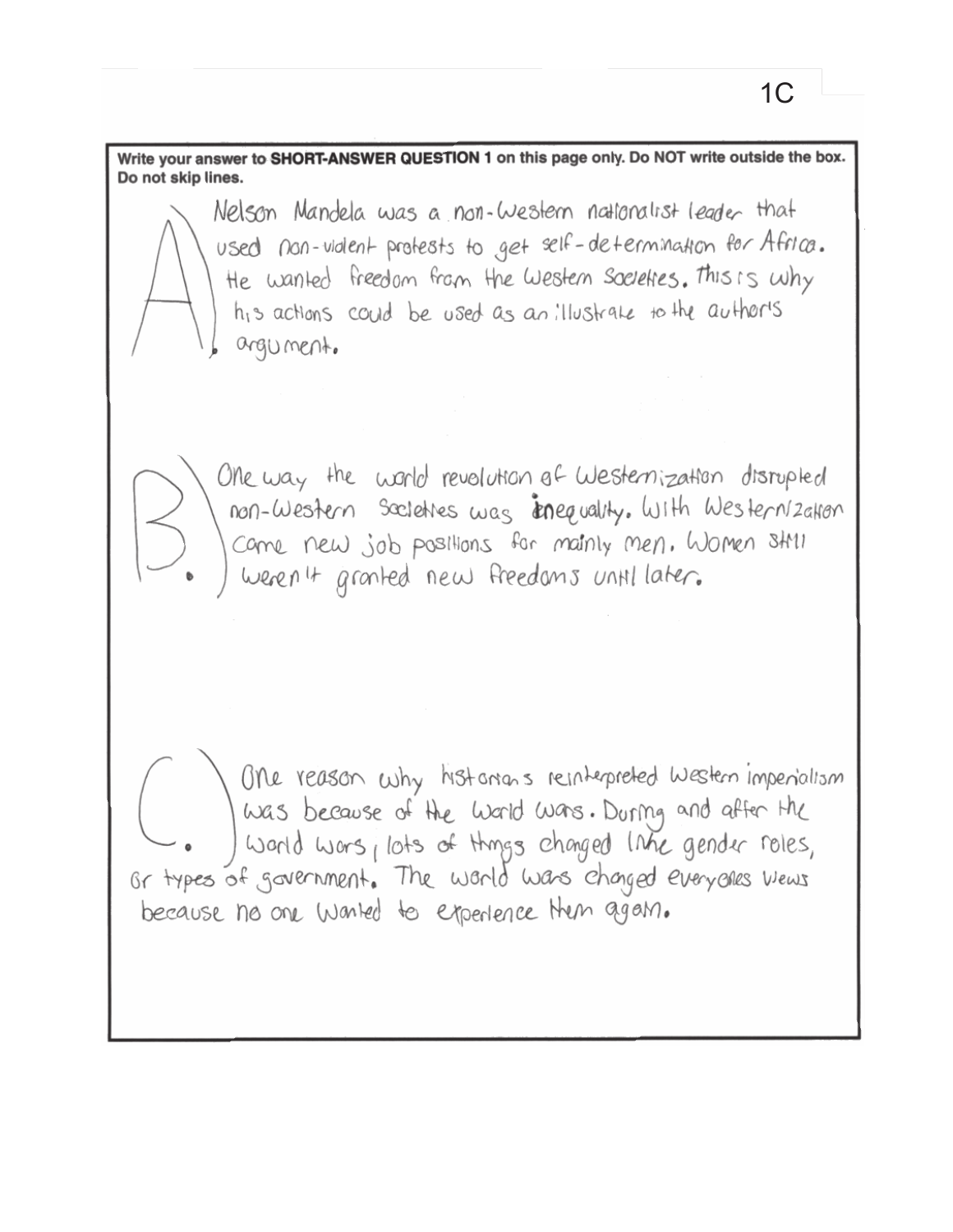1C

**Write your answer to SHORT-ANSWER QUESTION 1 on this page only. Do NOT write outside the box. Do not skip lines.**

A. Nelson Mandela was a non-Western nationalist leader that used non-violent protests to get self-determination for Africa. He wanted freedom from the Western Societies. This is why his actions could be used as an illustrate to the author's argument.

B. One way the world revolution of Westernization disrupted non-Western Societies was inequality. With Westernization came new job positions for mainly men. Women still weren't granted new freedoms until later.

C. One reason why historians reinterpreted Western imperialism was because of the World wars. During and after the World wars, lots of things changed like gender roles, or types of government. The world wars changed everyones views because no one wanted to experience them again.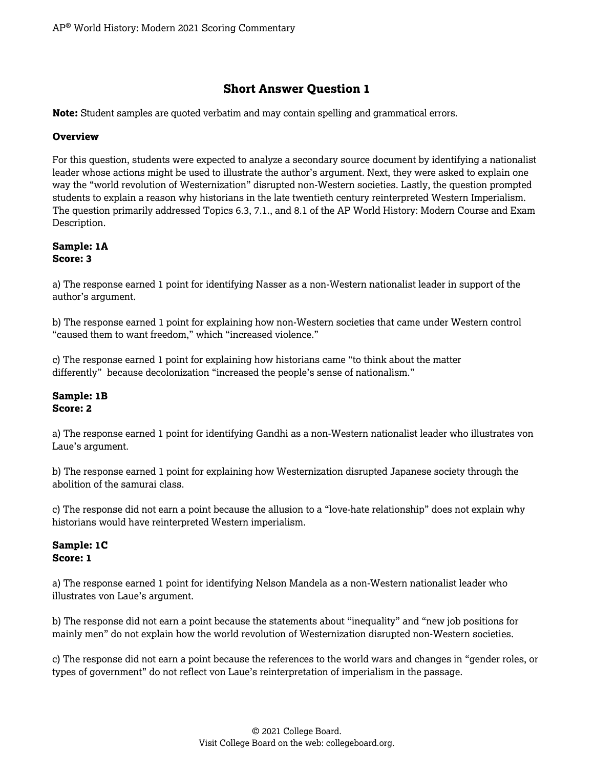## Short Answer Question 1

**Note:** Student samples are quoted verbatim and may contain spelling and grammatical errors.

### Overview

For this question, students were expected to analyze a secondary source document by identifying a nationalist leader whose actions might be used to illustrate the author's argument. Next, they were asked to explain one way the "world revolution of Westernization" disrupted non-Western societies. Lastly, the question prompted students to explain a reason why historians in the late twentieth century reinterpreted Western Imperialism. The question primarily addressed Topics 6.3, 7.1., and 8.1 of the AP World History: Modern Course and Exam Description.

**Sample: 1A**
**Score: 3**

a) The response earned 1 point for identifying Nasser as a non-Western nationalist leader in support of the author's argument.

b) The response earned 1 point for explaining how non-Western societies that came under Western control "caused them to want freedom," which "increased violence."

c) The response earned 1 point for explaining how historians came "to think about the matter differently" because decolonization "increased the people's sense of nationalism."

**Sample: 1B**
**Score: 2**

a) The response earned 1 point for identifying Gandhi as a non-Western nationalist leader who illustrates von Laue's argument.

b) The response earned 1 point for explaining how Westernization disrupted Japanese society through the abolition of the samurai class.

c) The response did not earn a point because the allusion to a "love-hate relationship" does not explain why historians would have reinterpreted Western imperialism.

**Sample: 1C**
**Score: 1**

a) The response earned 1 point for identifying Nelson Mandela as a non-Western nationalist leader who illustrates von Laue's argument.

b) The response did not earn a point because the statements about "inequality" and "new job positions for mainly men" do not explain how the world revolution of Westernization disrupted non-Western societies.

c) The response did not earn a point because the references to the world wars and changes in "gender roles, or types of government" do not reflect von Laue's reinterpretation of imperialism in the passage.